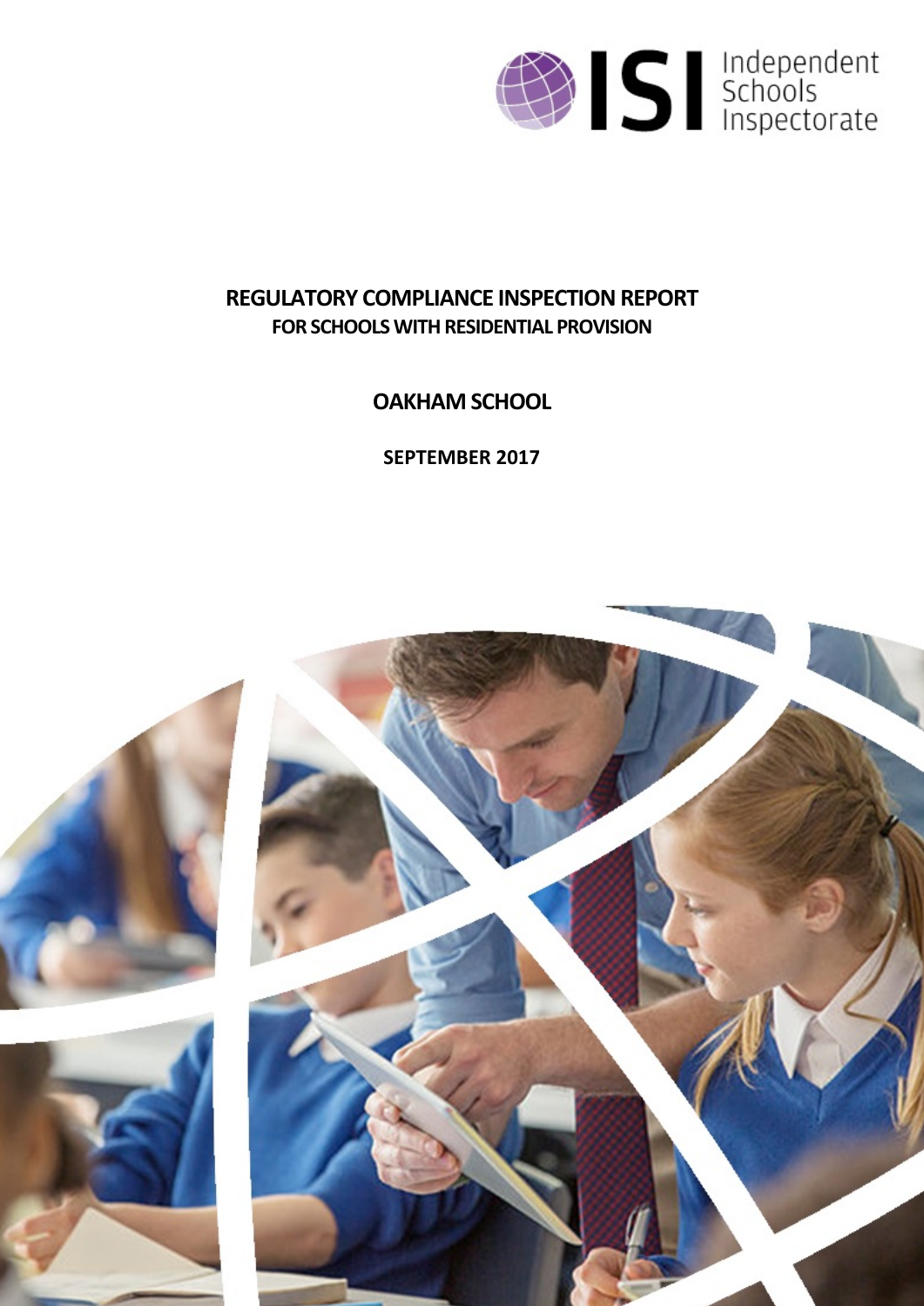Independent Schools Inspectorate

# REGULATORY COMPLIANCE INSPECTION REPORT

## FOR SCHOOLS WITH RESIDENTIAL PROVISION

## OAKHAM SCHOOL

**SEPTEMBER 2017**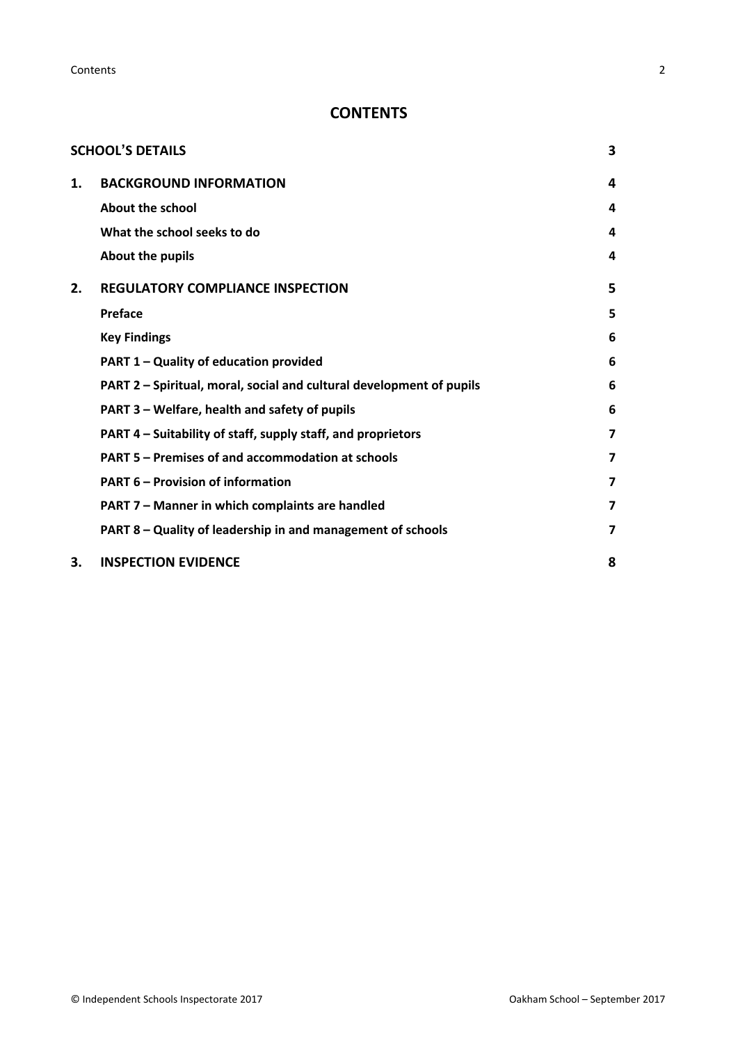# CONTENTS

| | | |
|---|---|---|
| **SCHOOL'S DETAILS** | | **3** |
| **1.** | **BACKGROUND INFORMATION** | **4** |
| | **About the school** | **4** |
| | **What the school seeks to do** | **4** |
| | **About the pupils** | **4** |
| **2.** | **REGULATORY COMPLIANCE INSPECTION** | **5** |
| | **Preface** | **5** |
| | **Key Findings** | **6** |
| | **PART 1 – Quality of education provided** | **6** |
| | **PART 2 – Spiritual, moral, social and cultural development of pupils** | **6** |
| | **PART 3 – Welfare, health and safety of pupils** | **6** |
| | **PART 4 – Suitability of staff, supply staff, and proprietors** | **7** |
| | **PART 5 – Premises of and accommodation at schools** | **7** |
| | **PART 6 – Provision of information** | **7** |
| | **PART 7 – Manner in which complaints are handled** | **7** |
| | **PART 8 – Quality of leadership in and management of schools** | **7** |
| **3.** | **INSPECTION EVIDENCE** | **8** |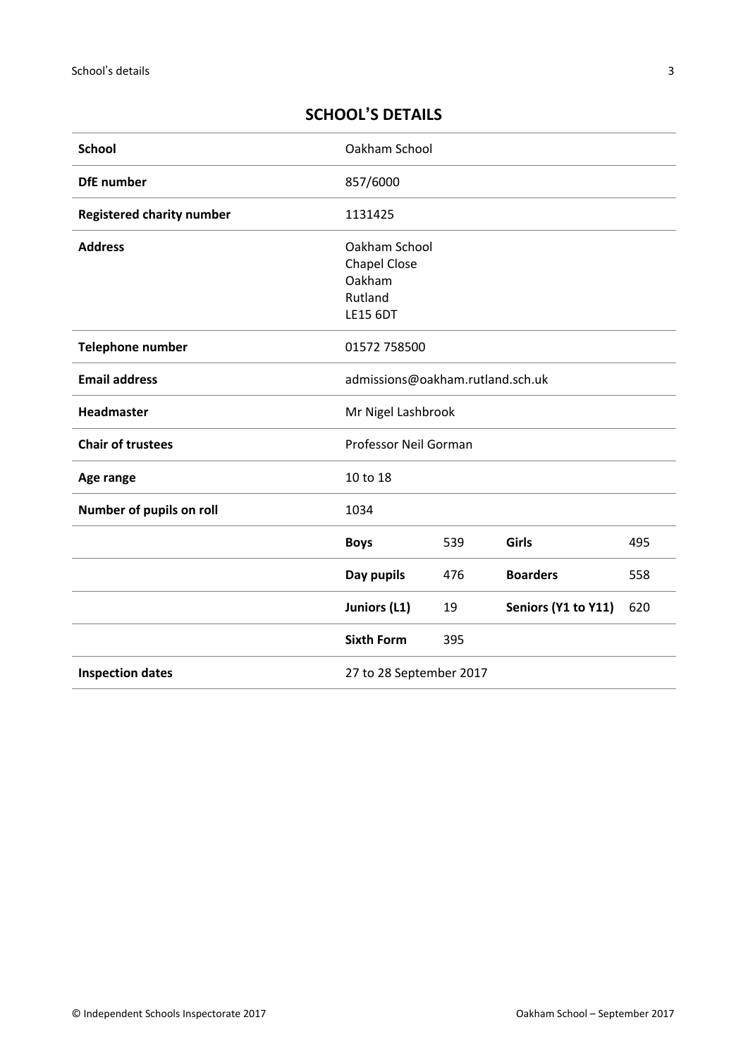## SCHOOL'S DETAILS

| | | | | |
|---|---|---|---|---|
| **School** | Oakham School | | | |
| **DfE number** | 857/6000 | | | |
| **Registered charity number** | 1131425 | | | |
| **Address** | Oakham School<br>Chapel Close<br>Oakham<br>Rutland<br>LE15 6DT | | | |
| **Telephone number** | 01572 758500 | | | |
| **Email address** | admissions@oakham.rutland.sch.uk | | | |
| **Headmaster** | Mr Nigel Lashbrook | | | |
| **Chair of trustees** | Professor Neil Gorman | | | |
| **Age range** | 10 to 18 | | | |
| **Number of pupils on roll** | 1034 | | | |
| | **Boys** | 539 | **Girls** | 495 |
| | **Day pupils** | 476 | **Boarders** | 558 |
| | **Juniors (L1)** | 19 | **Seniors (Y1 to Y11)** | 620 |
| | **Sixth Form** | 395 | | |
| **Inspection dates** | 27 to 28 September 2017 | | | |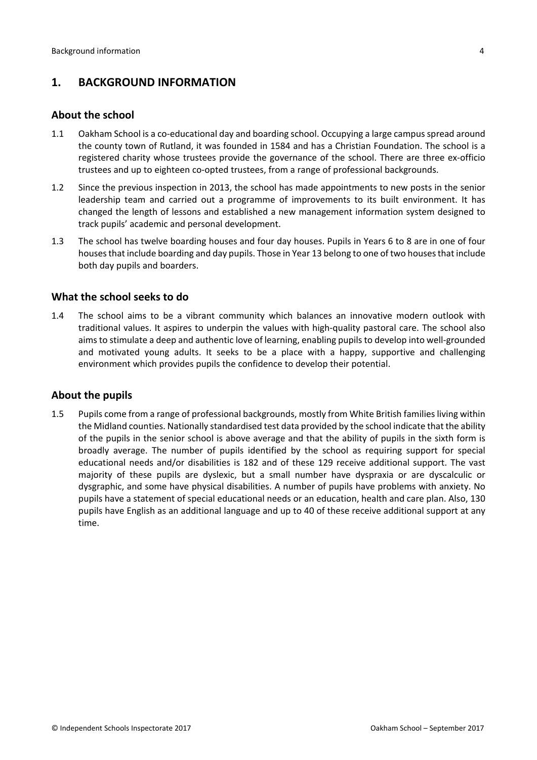## 1. BACKGROUND INFORMATION

### About the school

1.1 Oakham School is a co-educational day and boarding school. Occupying a large campus spread around the county town of Rutland, it was founded in 1584 and has a Christian Foundation. The school is a registered charity whose trustees provide the governance of the school. There are three ex-officio trustees and up to eighteen co-opted trustees, from a range of professional backgrounds.

1.2 Since the previous inspection in 2013, the school has made appointments to new posts in the senior leadership team and carried out a programme of improvements to its built environment. It has changed the length of lessons and established a new management information system designed to track pupils' academic and personal development.

1.3 The school has twelve boarding houses and four day houses. Pupils in Years 6 to 8 are in one of four houses that include boarding and day pupils. Those in Year 13 belong to one of two houses that include both day pupils and boarders.

### What the school seeks to do

1.4 The school aims to be a vibrant community which balances an innovative modern outlook with traditional values. It aspires to underpin the values with high-quality pastoral care. The school also aims to stimulate a deep and authentic love of learning, enabling pupils to develop into well-grounded and motivated young adults. It seeks to be a place with a happy, supportive and challenging environment which provides pupils the confidence to develop their potential.

### About the pupils

1.5 Pupils come from a range of professional backgrounds, mostly from White British families living within the Midland counties. Nationally standardised test data provided by the school indicate that the ability of the pupils in the senior school is above average and that the ability of pupils in the sixth form is broadly average. The number of pupils identified by the school as requiring support for special educational needs and/or disabilities is 182 and of these 129 receive additional support. The vast majority of these pupils are dyslexic, but a small number have dyspraxia or are dyscalculic or dysgraphic, and some have physical disabilities. A number of pupils have problems with anxiety. No pupils have a statement of special educational needs or an education, health and care plan. Also, 130 pupils have English as an additional language and up to 40 of these receive additional support at any time.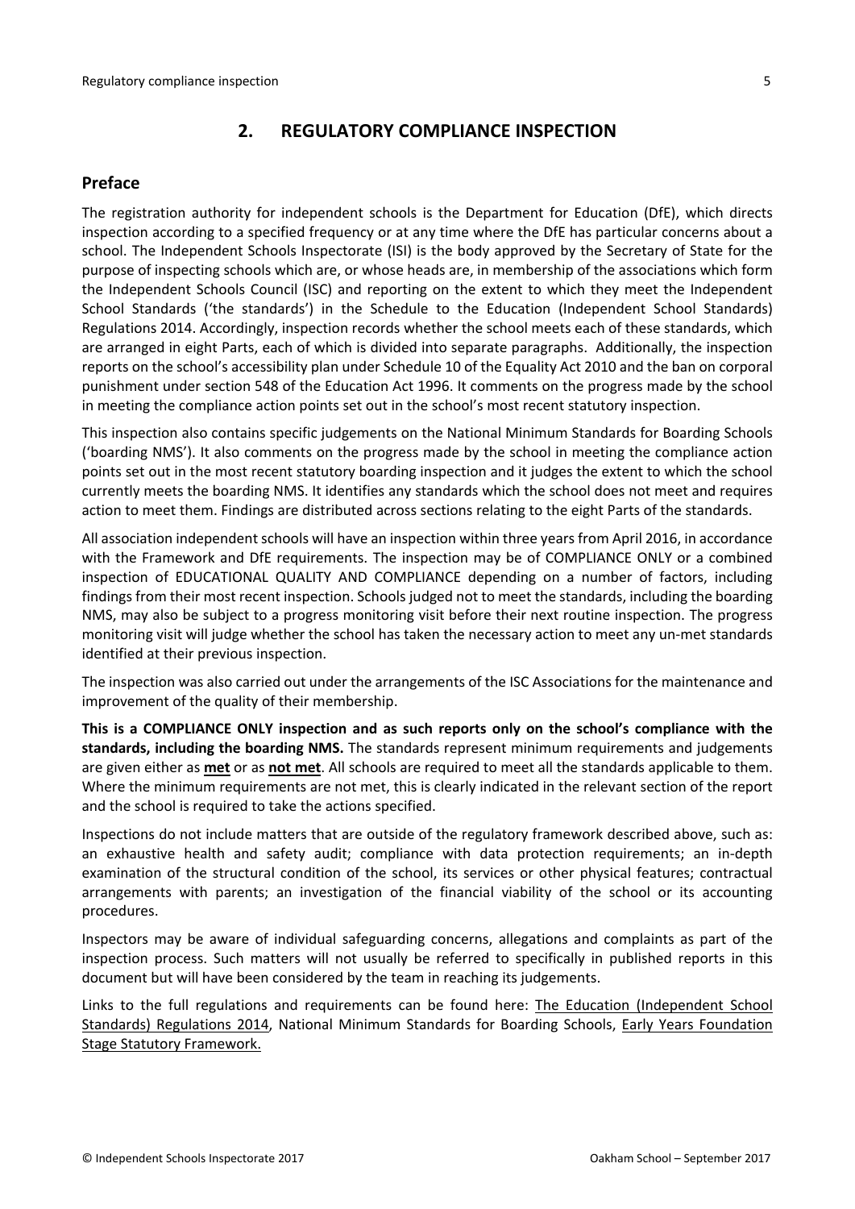## 2. REGULATORY COMPLIANCE INSPECTION

### Preface

The registration authority for independent schools is the Department for Education (DfE), which directs inspection according to a specified frequency or at any time where the DfE has particular concerns about a school. The Independent Schools Inspectorate (ISI) is the body approved by the Secretary of State for the purpose of inspecting schools which are, or whose heads are, in membership of the associations which form the Independent Schools Council (ISC) and reporting on the extent to which they meet the Independent School Standards ('the standards') in the Schedule to the Education (Independent School Standards) Regulations 2014. Accordingly, inspection records whether the school meets each of these standards, which are arranged in eight Parts, each of which is divided into separate paragraphs. Additionally, the inspection reports on the school's accessibility plan under Schedule 10 of the Equality Act 2010 and the ban on corporal punishment under section 548 of the Education Act 1996. It comments on the progress made by the school in meeting the compliance action points set out in the school's most recent statutory inspection.

This inspection also contains specific judgements on the National Minimum Standards for Boarding Schools ('boarding NMS'). It also comments on the progress made by the school in meeting the compliance action points set out in the most recent statutory boarding inspection and it judges the extent to which the school currently meets the boarding NMS. It identifies any standards which the school does not meet and requires action to meet them. Findings are distributed across sections relating to the eight Parts of the standards.

All association independent schools will have an inspection within three years from April 2016, in accordance with the Framework and DfE requirements. The inspection may be of COMPLIANCE ONLY or a combined inspection of EDUCATIONAL QUALITY AND COMPLIANCE depending on a number of factors, including findings from their most recent inspection. Schools judged not to meet the standards, including the boarding NMS, may also be subject to a progress monitoring visit before their next routine inspection. The progress monitoring visit will judge whether the school has taken the necessary action to meet any un-met standards identified at their previous inspection.

The inspection was also carried out under the arrangements of the ISC Associations for the maintenance and improvement of the quality of their membership.

**This is a COMPLIANCE ONLY inspection and as such reports only on the school's compliance with the standards, including the boarding NMS.** The standards represent minimum requirements and judgements are given either as **met** or as **not met**. All schools are required to meet all the standards applicable to them. Where the minimum requirements are not met, this is clearly indicated in the relevant section of the report and the school is required to take the actions specified.

Inspections do not include matters that are outside of the regulatory framework described above, such as: an exhaustive health and safety audit; compliance with data protection requirements; an in-depth examination of the structural condition of the school, its services or other physical features; contractual arrangements with parents; an investigation of the financial viability of the school or its accounting procedures.

Inspectors may be aware of individual safeguarding concerns, allegations and complaints as part of the inspection process. Such matters will not usually be referred to specifically in published reports in this document but will have been considered by the team in reaching its judgements.

Links to the full regulations and requirements can be found here: The Education (Independent School Standards) Regulations 2014, National Minimum Standards for Boarding Schools, Early Years Foundation Stage Statutory Framework.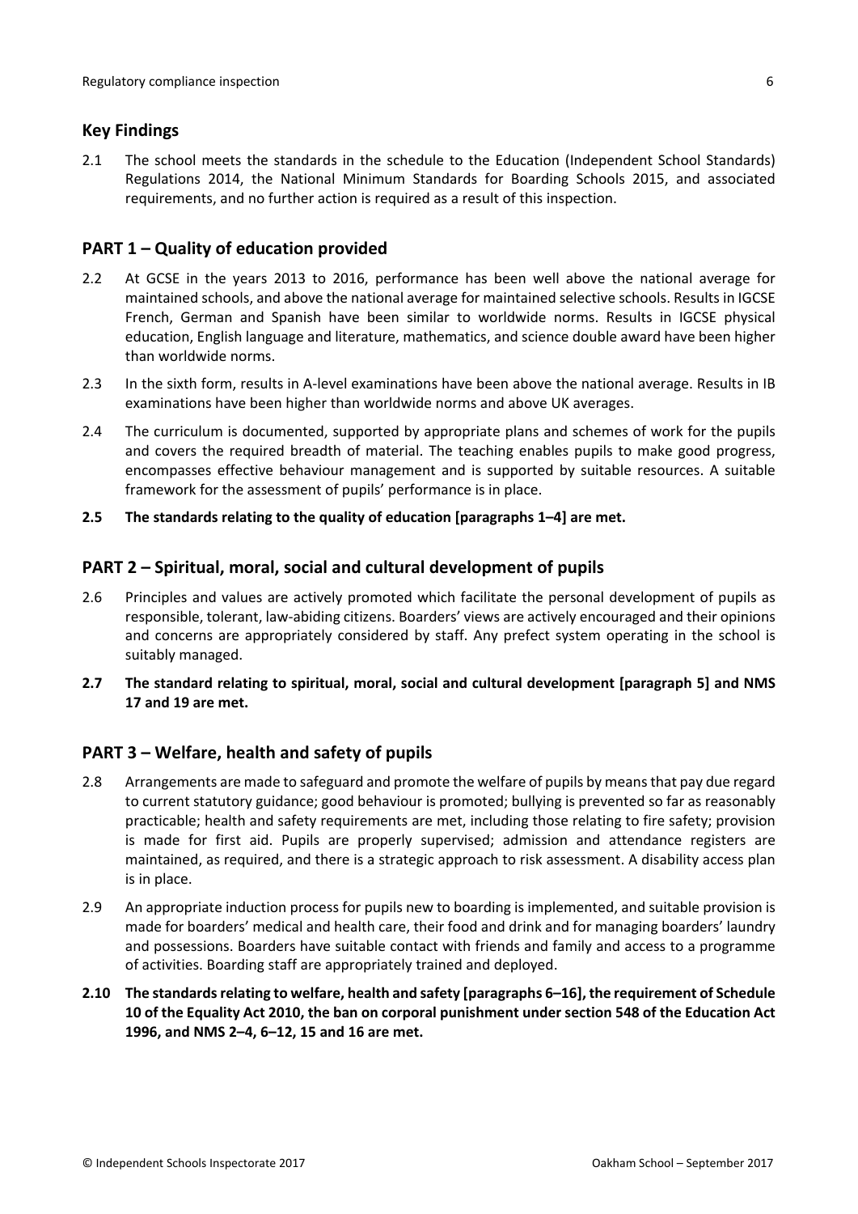## Key Findings

2.1 The school meets the standards in the schedule to the Education (Independent School Standards) Regulations 2014, the National Minimum Standards for Boarding Schools 2015, and associated requirements, and no further action is required as a result of this inspection.

## PART 1 – Quality of education provided

2.2 At GCSE in the years 2013 to 2016, performance has been well above the national average for maintained schools, and above the national average for maintained selective schools. Results in IGCSE French, German and Spanish have been similar to worldwide norms. Results in IGCSE physical education, English language and literature, mathematics, and science double award have been higher than worldwide norms.

2.3 In the sixth form, results in A-level examinations have been above the national average. Results in IB examinations have been higher than worldwide norms and above UK averages.

2.4 The curriculum is documented, supported by appropriate plans and schemes of work for the pupils and covers the required breadth of material. The teaching enables pupils to make good progress, encompasses effective behaviour management and is supported by suitable resources. A suitable framework for the assessment of pupils' performance is in place.

**2.5 The standards relating to the quality of education [paragraphs 1–4] are met.**

## PART 2 – Spiritual, moral, social and cultural development of pupils

2.6 Principles and values are actively promoted which facilitate the personal development of pupils as responsible, tolerant, law-abiding citizens. Boarders' views are actively encouraged and their opinions and concerns are appropriately considered by staff. Any prefect system operating in the school is suitably managed.

**2.7 The standard relating to spiritual, moral, social and cultural development [paragraph 5] and NMS 17 and 19 are met.**

## PART 3 – Welfare, health and safety of pupils

2.8 Arrangements are made to safeguard and promote the welfare of pupils by means that pay due regard to current statutory guidance; good behaviour is promoted; bullying is prevented so far as reasonably practicable; health and safety requirements are met, including those relating to fire safety; provision is made for first aid. Pupils are properly supervised; admission and attendance registers are maintained, as required, and there is a strategic approach to risk assessment. A disability access plan is in place.

2.9 An appropriate induction process for pupils new to boarding is implemented, and suitable provision is made for boarders' medical and health care, their food and drink and for managing boarders' laundry and possessions. Boarders have suitable contact with friends and family and access to a programme of activities. Boarding staff are appropriately trained and deployed.

**2.10 The standards relating to welfare, health and safety [paragraphs 6–16], the requirement of Schedule 10 of the Equality Act 2010, the ban on corporal punishment under section 548 of the Education Act 1996, and NMS 2–4, 6–12, 15 and 16 are met.**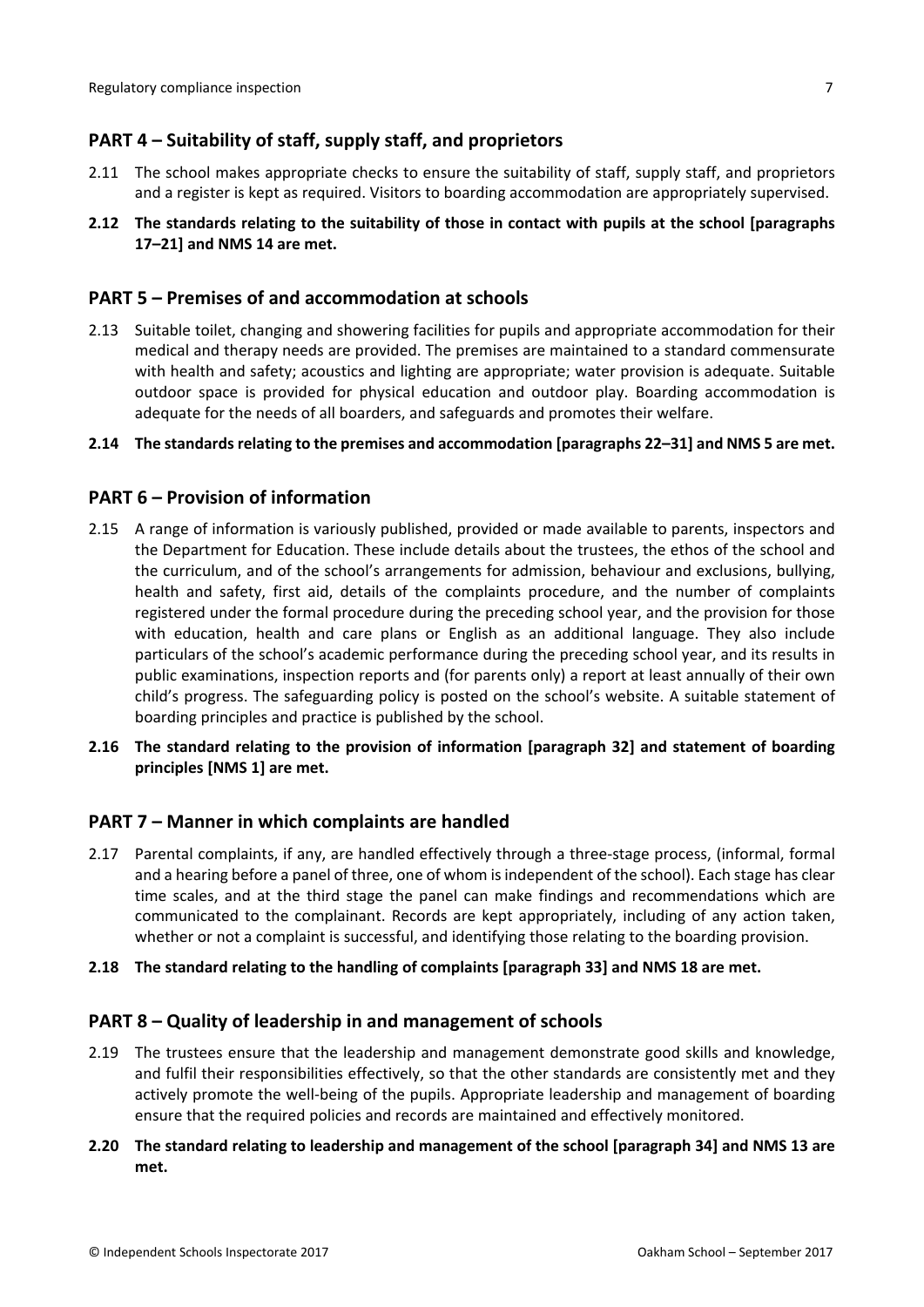## PART 4 – Suitability of staff, supply staff, and proprietors

2.11 The school makes appropriate checks to ensure the suitability of staff, supply staff, and proprietors and a register is kept as required. Visitors to boarding accommodation are appropriately supervised.

**2.12 The standards relating to the suitability of those in contact with pupils at the school [paragraphs 17–21] and NMS 14 are met.**

## PART 5 – Premises of and accommodation at schools

2.13 Suitable toilet, changing and showering facilities for pupils and appropriate accommodation for their medical and therapy needs are provided. The premises are maintained to a standard commensurate with health and safety; acoustics and lighting are appropriate; water provision is adequate. Suitable outdoor space is provided for physical education and outdoor play. Boarding accommodation is adequate for the needs of all boarders, and safeguards and promotes their welfare.

**2.14 The standards relating to the premises and accommodation [paragraphs 22–31] and NMS 5 are met.**

## PART 6 – Provision of information

2.15 A range of information is variously published, provided or made available to parents, inspectors and the Department for Education. These include details about the trustees, the ethos of the school and the curriculum, and of the school's arrangements for admission, behaviour and exclusions, bullying, health and safety, first aid, details of the complaints procedure, and the number of complaints registered under the formal procedure during the preceding school year, and the provision for those with education, health and care plans or English as an additional language. They also include particulars of the school's academic performance during the preceding school year, and its results in public examinations, inspection reports and (for parents only) a report at least annually of their own child's progress. The safeguarding policy is posted on the school's website. A suitable statement of boarding principles and practice is published by the school.

**2.16 The standard relating to the provision of information [paragraph 32] and statement of boarding principles [NMS 1] are met.**

## PART 7 – Manner in which complaints are handled

2.17 Parental complaints, if any, are handled effectively through a three-stage process, (informal, formal and a hearing before a panel of three, one of whom is independent of the school). Each stage has clear time scales, and at the third stage the panel can make findings and recommendations which are communicated to the complainant. Records are kept appropriately, including of any action taken, whether or not a complaint is successful, and identifying those relating to the boarding provision.

**2.18 The standard relating to the handling of complaints [paragraph 33] and NMS 18 are met.**

## PART 8 – Quality of leadership in and management of schools

2.19 The trustees ensure that the leadership and management demonstrate good skills and knowledge, and fulfil their responsibilities effectively, so that the other standards are consistently met and they actively promote the well-being of the pupils. Appropriate leadership and management of boarding ensure that the required policies and records are maintained and effectively monitored.

**2.20 The standard relating to leadership and management of the school [paragraph 34] and NMS 13 are met.**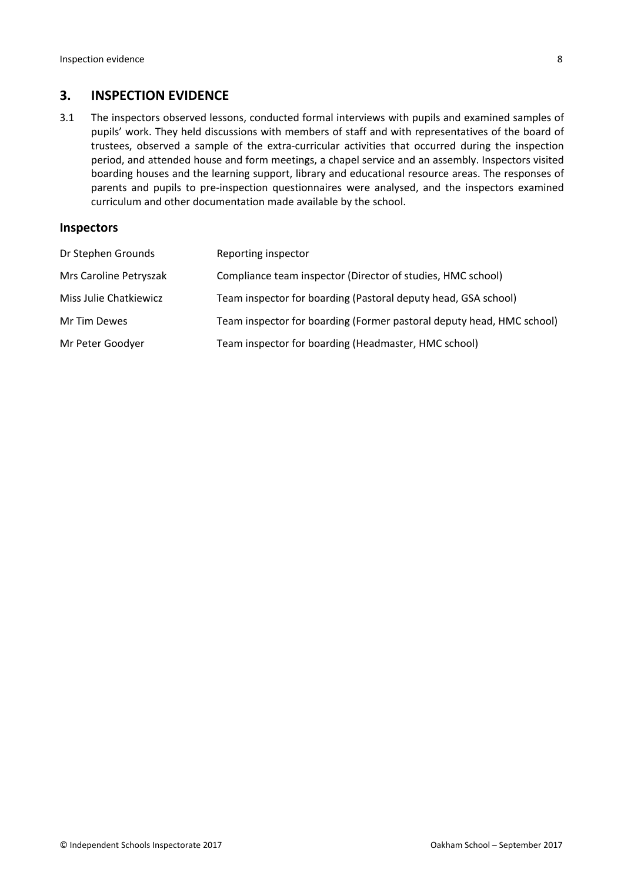## 3. INSPECTION EVIDENCE

3.1 The inspectors observed lessons, conducted formal interviews with pupils and examined samples of pupils' work. They held discussions with members of staff and with representatives of the board of trustees, observed a sample of the extra-curricular activities that occurred during the inspection period, and attended house and form meetings, a chapel service and an assembly. Inspectors visited boarding houses and the learning support, library and educational resource areas. The responses of parents and pupils to pre-inspection questionnaires were analysed, and the inspectors examined curriculum and other documentation made available by the school.

### Inspectors

| | |
|---|---|
| Dr Stephen Grounds | Reporting inspector |
| Mrs Caroline Petryszak | Compliance team inspector (Director of studies, HMC school) |
| Miss Julie Chatkiewicz | Team inspector for boarding (Pastoral deputy head, GSA school) |
| Mr Tim Dewes | Team inspector for boarding (Former pastoral deputy head, HMC school) |
| Mr Peter Goodyer | Team inspector for boarding (Headmaster, HMC school) |